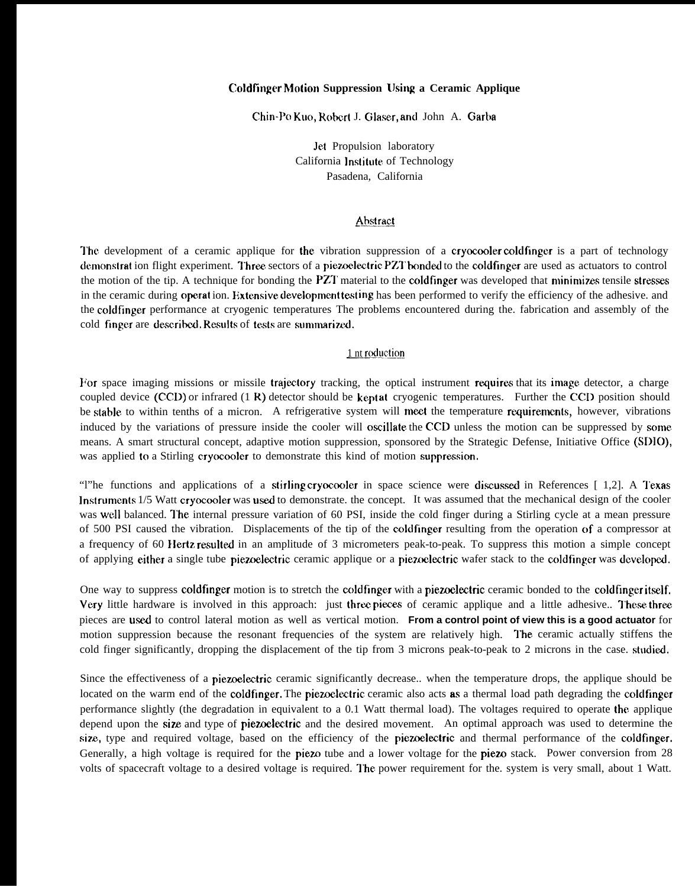# Coldfinger Motion Suppression Using a Ceramic Applique

Chin-Po Kuo, Robert J. Glaser, and John A. Garba

Jet Propulsion laboratory
California Institute of Technology
Pasadena, California

## Abstract

The development of a ceramic applique for the vibration suppression of a cryocooler coldfinger is a part of technology demonstrat ion flight experiment. Three sectors of a piezoelectric PZT bonded to the coldfinger are used as actuators to control the motion of the tip. A technique for bonding the PZT material to the coldfinger was developed that minimizes tensile stresses in the ceramic during operat ion. Extensive development testing has been performed to verify the efficiency of the adhesive. and the coldfinger performance at cryogenic temperatures The problems encountered during the. fabrication and assembly of the cold finger are described. Results of tests are summarized.

## 1 nt roduction

For space imaging missions or missile trajectory tracking, the optical instrument requires that its image detector, a charge coupled device (CCD) or infrared (1 R) detector should be kept at cryogenic temperatures. Further the CCD position should be stable to within tenths of a micron. A refrigerative system will meet the temperature requirements, however, vibrations induced by the variations of pressure inside the cooler will oscillate the CCD unless the motion can be suppressed by some means. A smart structural concept, adaptive motion suppression, sponsored by the Strategic Defense, Initiative Office (SDIO), was applied to a Stirling cryocooler to demonstrate this kind of motion suppression.

"l"he functions and applications of a stirling cryocooler in space science were discussed in References [ 1,2]. A Texas Instruments 1/5 Watt cryocooler was used to demonstrate. the concept. It was assumed that the mechanical design of the cooler was well balanced. The internal pressure variation of 60 PSI, inside the cold finger during a Stirling cycle at a mean pressure of 500 PSI caused the vibration. Displacements of the tip of the coldfinger resulting from the operation of a compressor at a frequency of 60 Hertz resulted in an amplitude of 3 micrometers peak-to-peak. To suppress this motion a simple concept of applying either a single tube piezoelectric ceramic applique or a piezoelectric wafer stack to the coldfinger was developed.

One way to suppress coldfinger motion is to stretch the coldfinger with a piezoelectric ceramic bonded to the coldfinger itself. Very little hardware is involved in this approach: just three pieces of ceramic applique and a little adhesive.. These three pieces are used to control lateral motion as well as vertical motion. **From a control point of view this is a good actuator** for motion suppression because the resonant frequencies of the system are relatively high. The ceramic actually stiffens the cold finger significantly, dropping the displacement of the tip from 3 microns peak-to-peak to 2 microns in the case. studied.

Since the effectiveness of a piezoelectric ceramic significantly decrease.. when the temperature drops, the applique should be located on the warm end of the coldfinger. The piezoelectric ceramic also acts as a thermal load path degrading the coldfinger performance slightly (the degradation in equivalent to a 0.1 Watt thermal load). The voltages required to operate the applique depend upon the size and type of piezoelectric and the desired movement. An optimal approach was used to determine the size, type and required voltage, based on the efficiency of the piezoelectric and thermal performance of the coldfinger. Generally, a high voltage is required for the piezo tube and a lower voltage for the piezo stack. Power conversion from 28 volts of spacecraft voltage to a desired voltage is required. The power requirement for the. system is very small, about 1 Watt.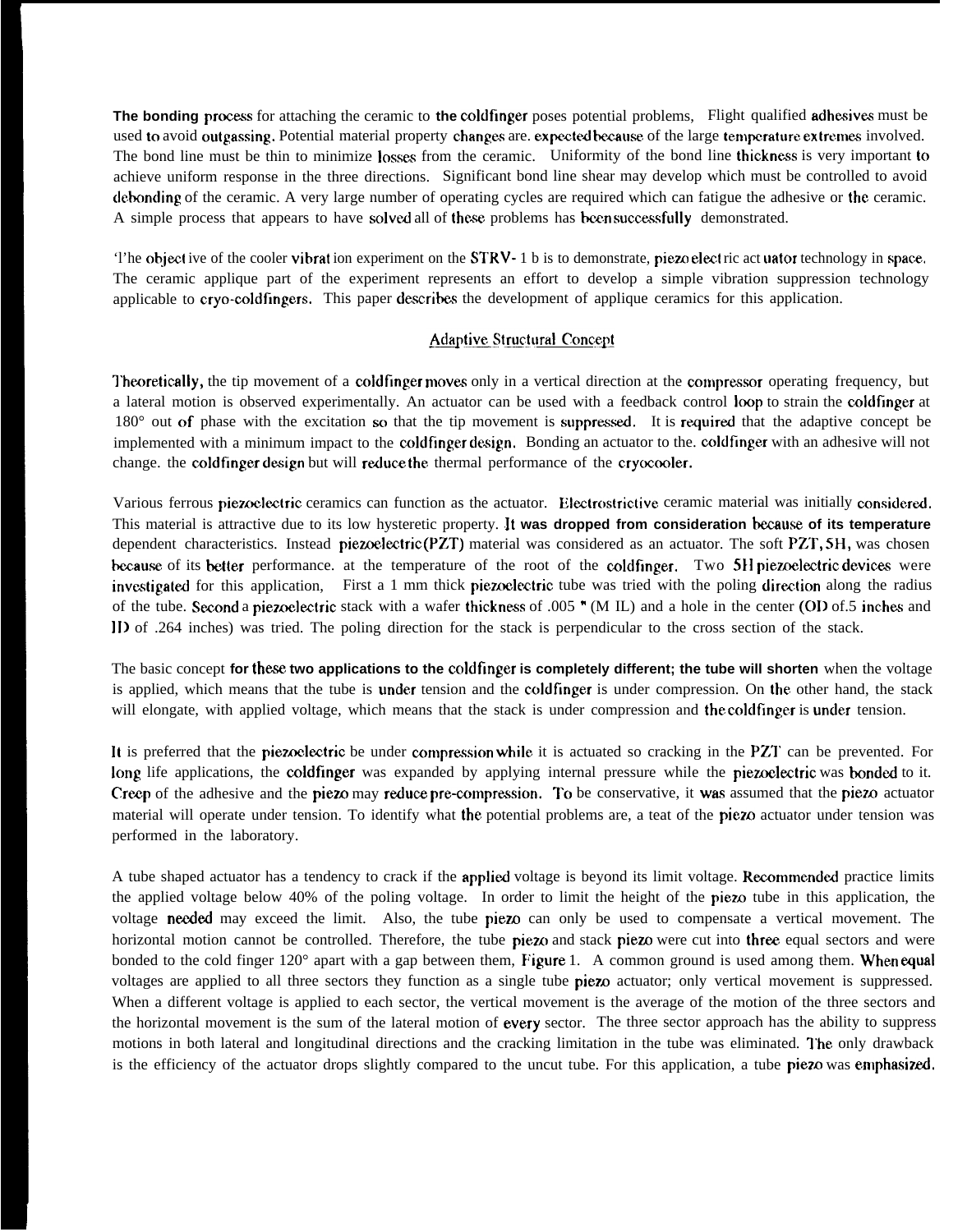The bonding process for attaching the ceramic to the coldfinger poses potential problems, Flight qualified adhesives must be used to avoid outgassing. Potential material property changes are. expected because of the large temperature extremes involved. The bond line must be thin to minimize losses from the ceramic. Uniformity of the bond line thickness is very important to achieve uniform response in the three directions. Significant bond line shear may develop which must be controlled to avoid debonding of the ceramic. A very large number of operating cycles are required which can fatigue the adhesive or the ceramic. A simple process that appears to have solved all of these problems has been successfully demonstrated.

'l'he object ive of the cooler vibrat ion experiment on the STRV- 1 b is to demonstrate, piezo elect ric act uator technology in space. The ceramic applique part of the experiment represents an effort to develop a simple vibration suppression technology applicable to cryo-coldfingers. This paper describes the development of applique ceramics for this application.

## Adaptive Structural Concept

Theoretically, the tip movement of a coldfinger moves only in a vertical direction at the compressor operating frequency, but a lateral motion is observed experimentally. An actuator can be used with a feedback control loop to strain the coldfinger at 180° out of phase with the excitation so that the tip movement is suppressed. It is required that the adaptive concept be implemented with a minimum impact to the coldfinger design. Bonding an actuator to the. coldfinger with an adhesive will not change. the coldfinger design but will reduce the thermal performance of the cryocooler.

Various ferrous piezoelectric ceramics can function as the actuator. Electrostrictive ceramic material was initially considered. This material is attractive due to its low hysteretic property. It was dropped from consideration because of its temperature dependent characteristics. Instead piezoelectric (PZT) material was considered as an actuator. The soft PZT, 5H, was chosen because of its better performance. at the temperature of the root of the coldfinger. Two 5H piezoelectric devices were investigated for this application, First a 1 mm thick piezoelectric tube was tried with the poling direction along the radius of the tube. Second a piezoelectric stack with a wafer thickness of .005 " (M IL) and a hole in the center (OD of.5 inches and ID of .264 inches) was tried. The poling direction for the stack is perpendicular to the cross section of the stack.

The basic concept for these two applications to the coldfinger is completely different; the tube will shorten when the voltage is applied, which means that the tube is under tension and the coldfinger is under compression. On the other hand, the stack will elongate, with applied voltage, which means that the stack is under compression and the coldfinger is under tension.

It is preferred that the piezoelectric be under compression while it is actuated so cracking in the PZT can be prevented. For long life applications, the coldfinger was expanded by applying internal pressure while the piezoelectric was bonded to it. Creep of the adhesive and the piezo may reduce pre-compression. To be conservative, it was assumed that the piezo actuator material will operate under tension. To identify what the potential problems are, a teat of the piezo actuator under tension was performed in the laboratory.

A tube shaped actuator has a tendency to crack if the applied voltage is beyond its limit voltage. Recommended practice limits the applied voltage below 40% of the poling voltage. In order to limit the height of the piezo tube in this application, the voltage needed may exceed the limit. Also, the tube piezo can only be used to compensate a vertical movement. The horizontal motion cannot be controlled. Therefore, the tube piezo and stack piezo were cut into three equal sectors and were bonded to the cold finger 120° apart with a gap between them, Figure 1. A common ground is used among them. When equal voltages are applied to all three sectors they function as a single tube piezo actuator; only vertical movement is suppressed. When a different voltage is applied to each sector, the vertical movement is the average of the motion of the three sectors and the horizontal movement is the sum of the lateral motion of every sector. The three sector approach has the ability to suppress motions in both lateral and longitudinal directions and the cracking limitation in the tube was eliminated. The only drawback is the efficiency of the actuator drops slightly compared to the uncut tube. For this application, a tube piezo was emphasized.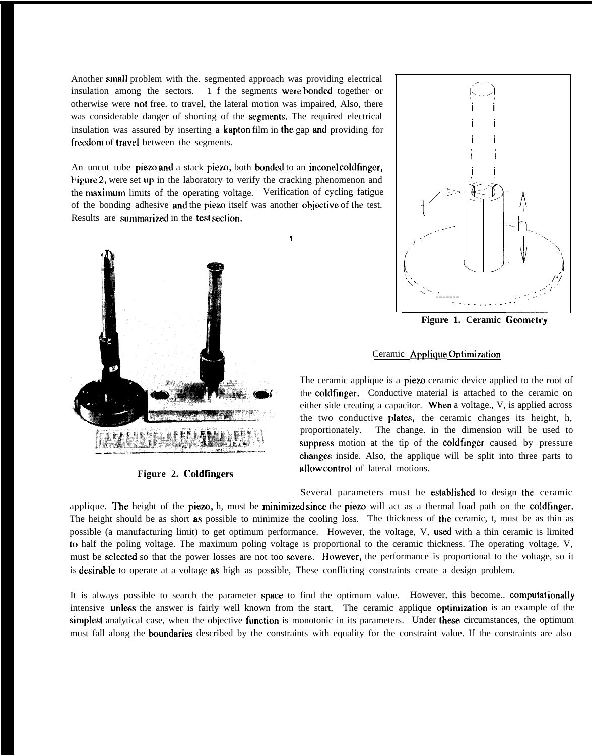Another small problem with the segmented approach was providing electrical insulation among the sectors. If the segments were bonded together or otherwise were not free to travel, the lateral motion was impaired. Also, there was considerable danger of shorting of the segments. The required electrical insulation was assured by inserting a kapton film in the gap and providing for freedom of travel between the segments.

An uncut tube piezo and a stack piezo, both bonded to an inconel coldfinger, Figure 2, were set up in the laboratory to verify the cracking phenomenon and the maximum limits of the operating voltage. Verification of cycling fatigue of the bonding adhesive and the piezo itself was another objective of the test. Results are summarized in the test section.

Figure 1. Ceramic Geometry

Figure 2. Coldfingers

## Ceramic Applique Optimization

The ceramic applique is a piezo ceramic device applied to the root of the coldfinger. Conductive material is attached to the ceramic on either side creating a capacitor. When a voltage, V, is applied across the two conductive plates, the ceramic changes its height, h, proportionately. The change in the dimension will be used to suppress motion at the tip of the coldfinger caused by pressure changes inside. Also, the applique will be split into three parts to allow control of lateral motions.

Several parameters must be established to design the ceramic applique. The height of the piezo, h, must be minimized since the piezo will act as a thermal load path on the coldfinger. The height should be as short as possible to minimize the cooling loss. The thickness of the ceramic, t, must be as thin as possible (a manufacturing limit) to get optimum performance. However, the voltage, V, used with a thin ceramic is limited to half the poling voltage. The maximum poling voltage is proportional to the ceramic thickness. The operating voltage, V, must be selected so that the power losses are not too severe. However, the performance is proportional to the voltage, so it is desirable to operate at a voltage as high as possible. These conflicting constraints create a design problem.

It is always possible to search the parameter space to find the optimum value. However, this becomes computationally intensive unless the answer is fairly well known from the start. The ceramic applique optimization is an example of the simplest analytical case, when the objective function is monotonic in its parameters. Under these circumstances, the optimum must fall along the boundaries described by the constraints with equality for the constraint value. If the constraints are also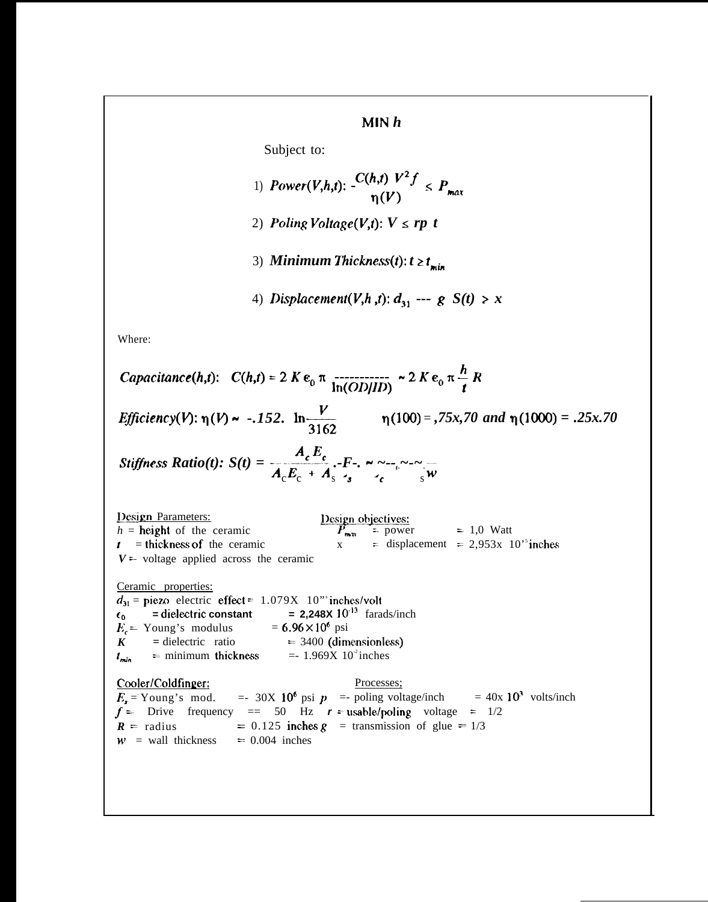## MIN $h$

Subject to:

1) *Power(V,h,t)*: $\dfrac{C(h,t)\ V^2 f}{\eta(V)} \leq P_{max}$

2) *Poling Voltage(V,t)*: $V \leq rp\ t$

3) *Minimum Thickness(t)*: $t \geq t_{min}$

4) *Displacement(V,h,t)*: $d_{31}$ --- $g\ S(t) \geq x$

Where:

*Capacitance(h,t)*: $C(h,t) = 2\,K\,\epsilon_0\,\pi \dfrac{\text{----------}}{\ln(OD/ID)} \sim 2\,K\,\epsilon_0\,\pi \dfrac{h}{t} R$

*Efficiency(V)*: $\eta(V) \sim -.152.\ \ln \dfrac{V}{3162}$ $\qquad \eta(100) = .75x.70$ and $\eta(1000) = .25x.70$

*Stiffness Ratio(t)*: $S(t) = \dfrac{A_c E_c}{A_c E_c + A_s E_s}$ .-F-. ~ ~--~-~ $_s w$

| Design Parameters: | Design objectives: |
|---|---|
| $h$ = height of the ceramic | $P_{max}$ = power = 1,0 Watt |
| $t$ = thickness of the ceramic | x = displacement = 2,953x $10^{-5}$ inches |
| $V$ = voltage applied across the ceramic | |

Ceramic properties:

- $d_{31}$ = piezo electric effect = 1.079X $10^{-8}$ inches/volt
- $\epsilon_0$ = dielectric constant = 2,248X $10^{-13}$ farads/inch
- $E_c$ = Young's modulus = $6.96 \times 10^6$ psi
- $K$ = dielectric ratio = 3400 (dimensionless)
- $t_{min}$ = minimum thickness = 1.969X $10^{-2}$ inches

| Cooler/Coldfinger: | Processes; |
|---|---|
| $E_s$ = Young's mod. = 30X $10^6$ psi | $p$ = poling voltage/inch = 40x $10^3$ volts/inch |
| $f$ = Drive frequency == 50 Hz | $r$ = usable/poling voltage = 1/2 |
| $R$ = radius = 0.125 inches | $g$ = transmission of glue = 1/3 |
| $w$ = wall thickness = 0.004 inches | |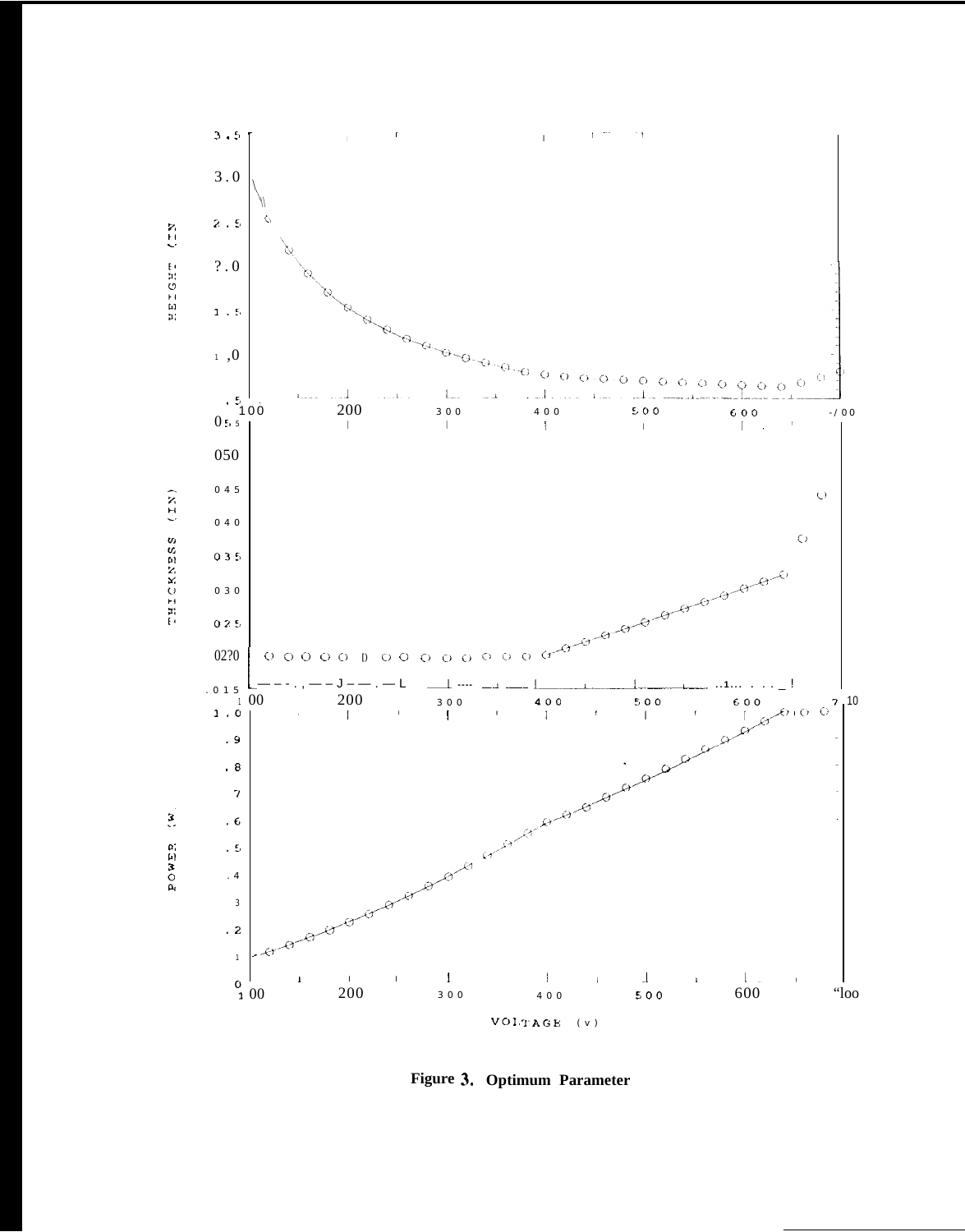**Figure 3. Optimum Parameter**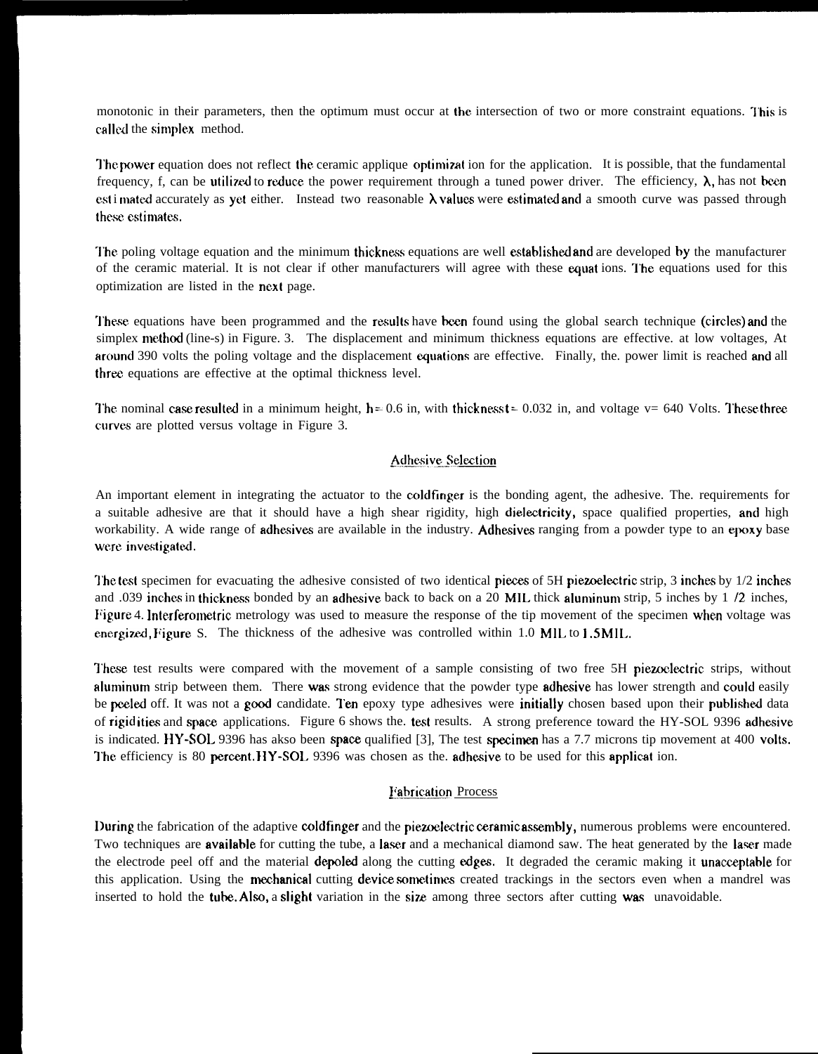monotonic in their parameters, then the optimum must occur at the intersection of two or more constraint equations. This is called the simplex method.

The power equation does not reflect the ceramic applique optimizat ion for the application. It is possible, that the fundamental frequency, f, can be utilized to reduce the power requirement through a tuned power driver. The efficiency, $\lambda$, has not been esti mated accurately as yet either. Instead two reasonable $\lambda$ values were estimated and a smooth curve was passed through these estimates.

The poling voltage equation and the minimum thickness equations are well established and are developed by the manufacturer of the ceramic material. It is not clear if other manufacturers will agree with these equat ions. The equations used for this optimization are listed in the next page.

These equations have been programmed and the results have been found using the global search technique (circles) and the simplex method (line-s) in Figure. 3. The displacement and minimum thickness equations are effective. at low voltages, At around 390 volts the poling voltage and the displacement equations are effective. Finally, the. power limit is reached and all three equations are effective at the optimal thickness level.

The nominal case resulted in a minimum height, h= 0.6 in, with thickness t= 0.032 in, and voltage v= 640 Volts. These three curves are plotted versus voltage in Figure 3.

## Adhesive Selection

An important element in integrating the actuator to the coldfinger is the bonding agent, the adhesive. The. requirements for a suitable adhesive are that it should have a high shear rigidity, high dielectricity, space qualified properties, and high workability. A wide range of adhesives are available in the industry. Adhesives ranging from a powder type to an epoxy base were investigated.

The test specimen for evacuating the adhesive consisted of two identical pieces of 5H piezoelectric strip, 3 inches by 1/2 inches and .039 inches in thickness bonded by an adhesive back to back on a 20 MIL thick aluminum strip, 5 inches by 1 /2 inches, Figure 4. Interferometric metrology was used to measure the response of the tip movement of the specimen when voltage was energized, Figure 5. The thickness of the adhesive was controlled within 1.0 MIL to 1.5MIL.

These test results were compared with the movement of a sample consisting of two free 5H piezoelectric strips, without aluminum strip between them. There was strong evidence that the powder type adhesive has lower strength and could easily be peeled off. It was not a good candidate. Ten epoxy type adhesives were initially chosen based upon their published data of rigidities and space applications. Figure 6 shows the. test results. A strong preference toward the HY-SOL 9396 adhesive is indicated. HY-SOL 9396 has akso been space qualified [3], The test specimen has a 7.7 microns tip movement at 400 volts. The efficiency is 80 percent. HY-SOL 9396 was chosen as the. adhesive to be used for this applicat ion.

## Fabrication Process

During the fabrication of the adaptive coldfinger and the piezoelectric ceramic assembly, numerous problems were encountered. Two techniques are available for cutting the tube, a laser and a mechanical diamond saw. The heat generated by the laser made the electrode peel off and the material depoled along the cutting edges. It degraded the ceramic making it unacceptable for this application. Using the mechanical cutting device sometimes created trackings in the sectors even when a mandrel was inserted to hold the tube. Also, a slight variation in the size among three sectors after cutting was unavoidable.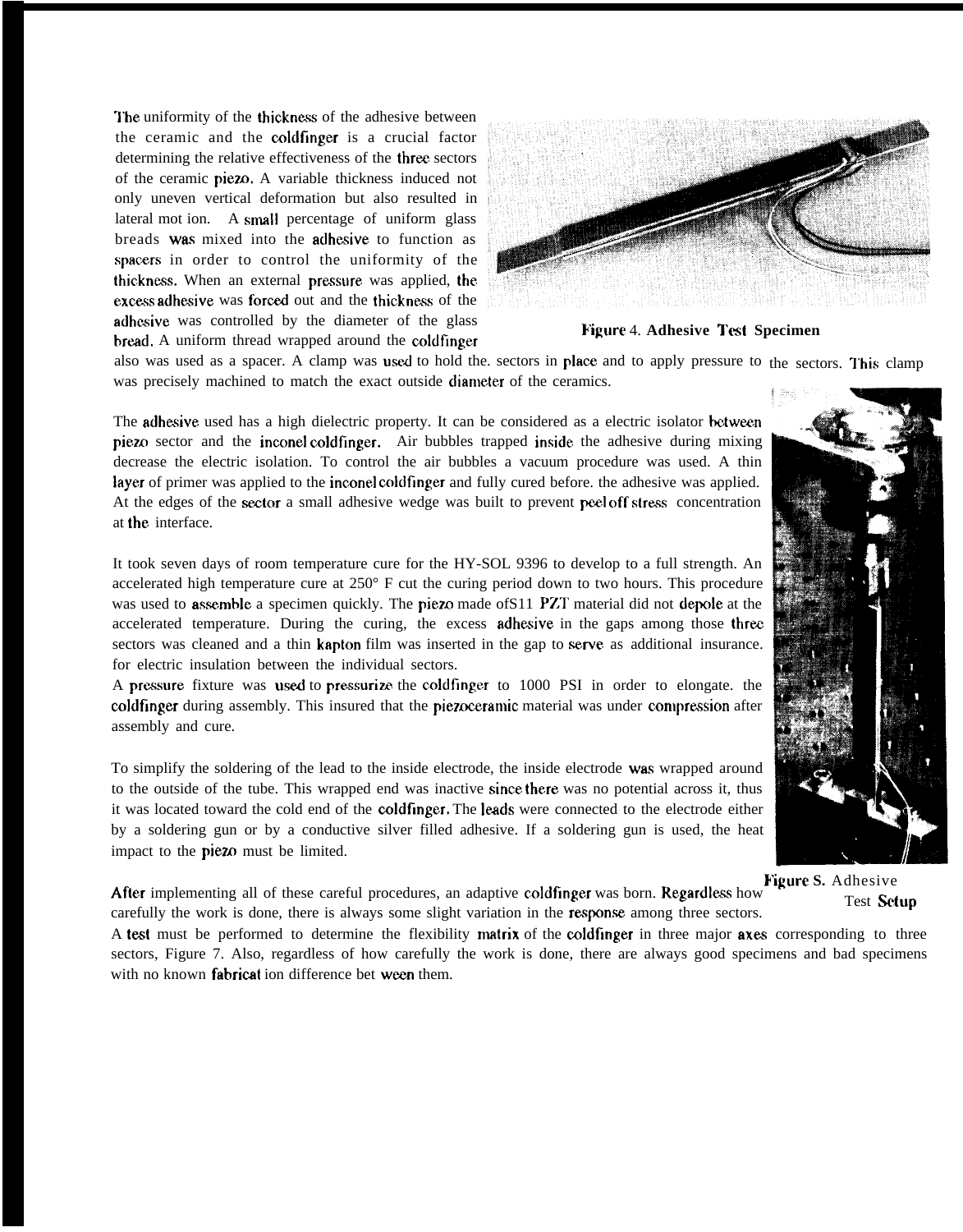The uniformity of the thickness of the adhesive between the ceramic and the coldfinger is a crucial factor determining the relative effectiveness of the three sectors of the ceramic piezo. A variable thickness induced not only uneven vertical deformation but also resulted in lateral mot ion. A small percentage of uniform glass breads was mixed into the adhesive to function as spacers in order to control the uniformity of the thickness. When an external pressure was applied, the excess adhesive was forced out and the thickness of the adhesive was controlled by the diameter of the glass bread. A uniform thread wrapped around the coldfinger also was used as a spacer. A clamp was used to hold the. sectors in place and to apply pressure to the sectors. This clamp was precisely machined to match the exact outside diameter of the ceramics.

**Figure 4. Adhesive Test Specimen**

The adhesive used has a high dielectric property. It can be considered as a electric isolator between piezo sector and the inconel coldfinger. Air bubbles trapped inside the adhesive during mixing decrease the electric isolation. To control the air bubbles a vacuum procedure was used. A thin layer of primer was applied to the inconel coldfinger and fully cured before. the adhesive was applied. At the edges of the sector a small adhesive wedge was built to prevent peel off stress concentration at the interface.

It took seven days of room temperature cure for the HY-SOL 9396 to develop to a full strength. An accelerated high temperature cure at 250° F cut the curing period down to two hours. This procedure was used to assemble a specimen quickly. The piezo made ofS11 PZT material did not depole at the accelerated temperature. During the curing, the excess adhesive in the gaps among those three sectors was cleaned and a thin kapton film was inserted in the gap to serve as additional insurance. for electric insulation between the individual sectors.

A pressure fixture was used to pressurize the coldfinger to 1000 PSI in order to elongate. the coldfinger during assembly. This insured that the piezoceramic material was under compression after assembly and cure.

To simplify the soldering of the lead to the inside electrode, the inside electrode was wrapped around to the outside of the tube. This wrapped end was inactive since there was no potential across it, thus it was located toward the cold end of the coldfinger. The leads were connected to the electrode either by a soldering gun or by a conductive silver filled adhesive. If a soldering gun is used, the heat impact to the piezo must be limited.

**Figure 5.** Adhesive Test **Setup**

After implementing all of these careful procedures, an adaptive coldfinger was born. Regardless how carefully the work is done, there is always some slight variation in the response among three sectors. A test must be performed to determine the flexibility matrix of the coldfinger in three major axes corresponding to three sectors, Figure 7. Also, regardless of how carefully the work is done, there are always good specimens and bad specimens with no known fabricat ion difference bet ween them.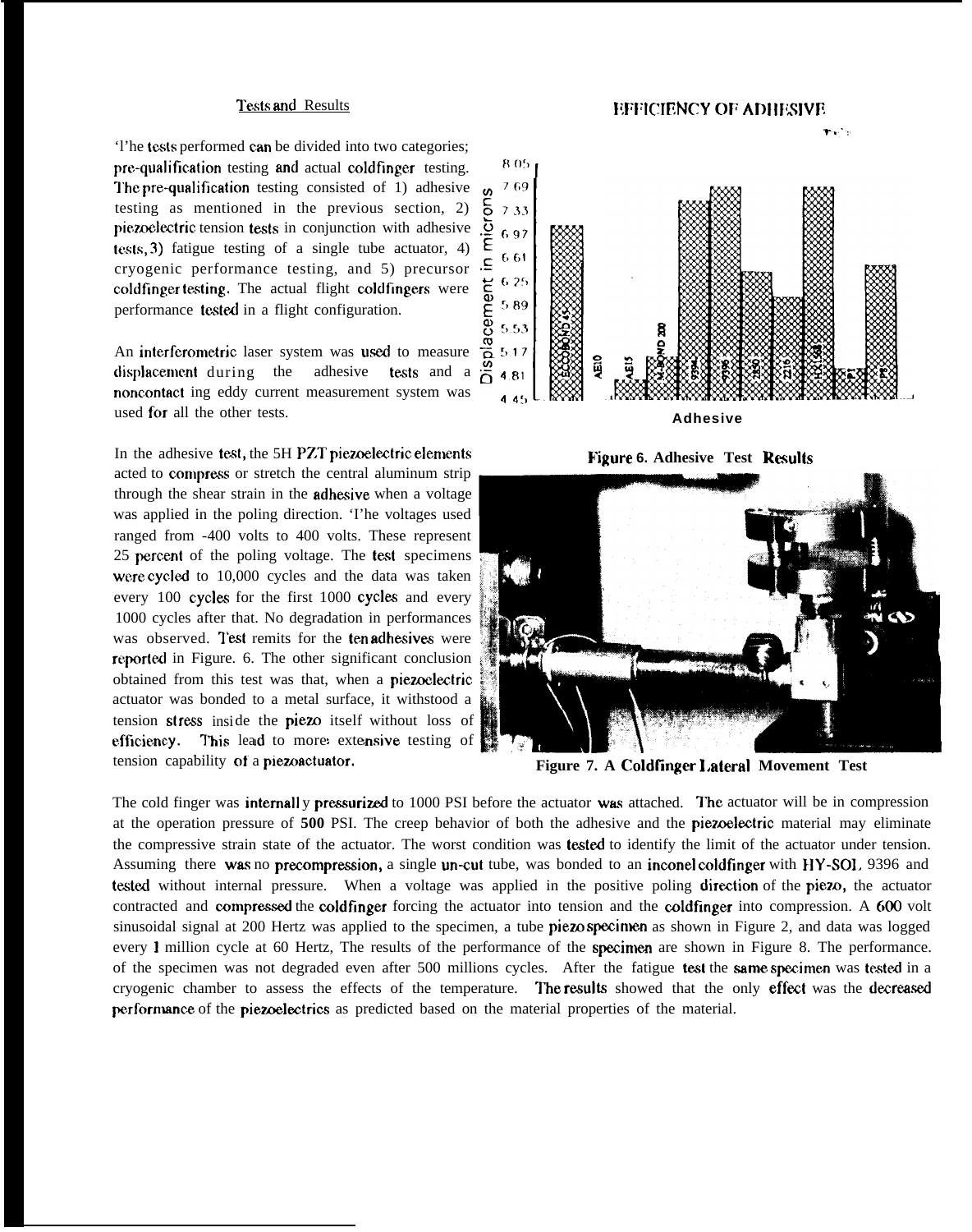## Tests and Results

The tests performed can be divided into two categories; pre-qualification testing and actual coldfinger testing. The pre-qualification testing consisted of 1) adhesive testing as mentioned in the previous section, 2) piezoelectric tension tests in conjunction with adhesive tests, 3) fatigue testing of a single tube actuator, 4) cryogenic performance testing, and 5) precursor coldfinger testing. The actual flight coldfingers were performance tested in a flight configuration.

An interferometric laser system was used to measure displacement during the adhesive tests and a noncontacting eddy current measurement system was used for all the other tests.

In the adhesive test, the 5H PZT piezoelectric elements acted to compress or stretch the central aluminum strip through the shear strain in the adhesive when a voltage was applied in the poling direction. The voltages used ranged from -400 volts to 400 volts. These represent 25 percent of the poling voltage. The test specimens were cycled to 10,000 cycles and the data was taken every 100 cycles for the first 1000 cycles and every 1000 cycles after that. No degradation in performances was observed. Test results for the ten adhesives were reported in Figure. 6. The other significant conclusion obtained from this test was that, when a piezoelectric actuator was bonded to a metal surface, it withstood a tension stress inside the piezo itself without loss of efficiency. This lead to more extensive testing of tension capability of a piezoactuator.

**Figure 6. Adhesive Test Results**

**Figure 7. A Coldfinger Lateral Movement Test**

The cold finger was internally pressurized to 1000 PSI before the actuator was attached. The actuator will be in compression at the operation pressure of **500** PSI. The creep behavior of both the adhesive and the piezoelectric material may eliminate the compressive strain state of the actuator. The worst condition was tested to identify the limit of the actuator under tension. Assuming there was no precompression, a single un-cut tube, was bonded to an inconel coldfinger with HY-SOL 9396 and tested without internal pressure. When a voltage was applied in the positive poling direction of the piezo, the actuator contracted and compressed the coldfinger forcing the actuator into tension and the coldfinger into compression. A 600 volt sinusoidal signal at 200 Hertz was applied to the specimen, a tube piezo specimen as shown in Figure 2, and data was logged every 1 million cycle at 60 Hertz, The results of the performance of the specimen are shown in Figure 8. The performance. of the specimen was not degraded even after 500 millions cycles. After the fatigue test the same specimen was tested in a cryogenic chamber to assess the effects of the temperature. The results showed that the only effect was the decreased performance of the piezoelectrics as predicted based on the material properties of the material.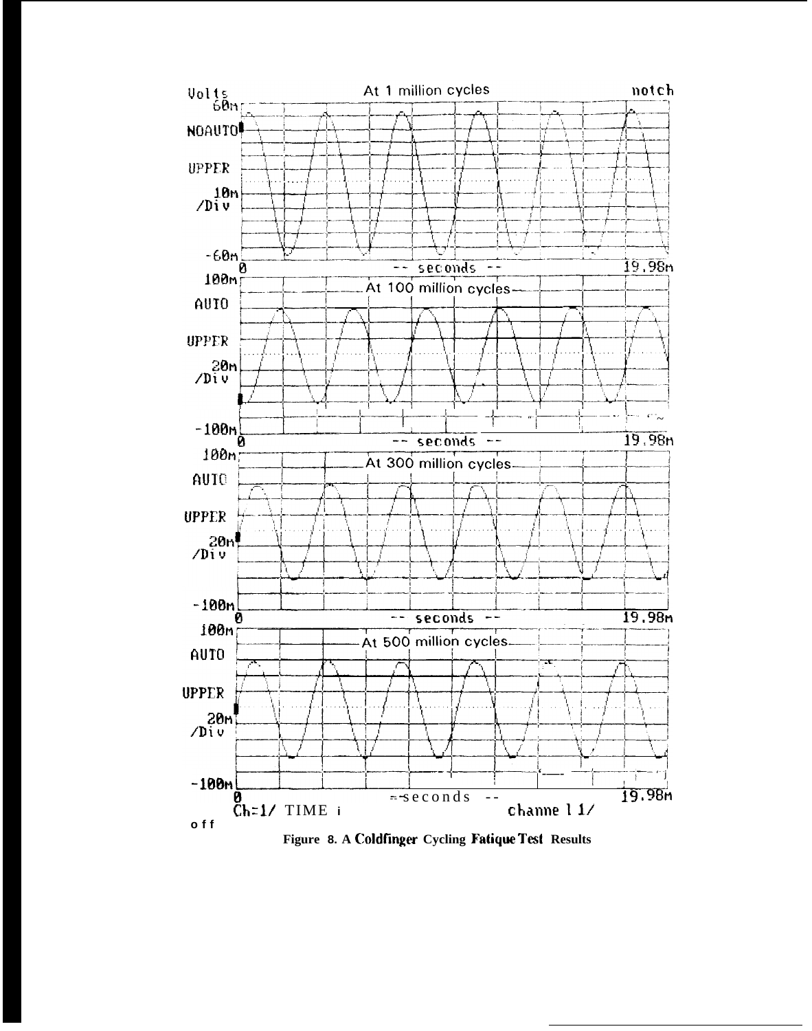Figure 8. A Coldfinger Cycling Fatique Test Results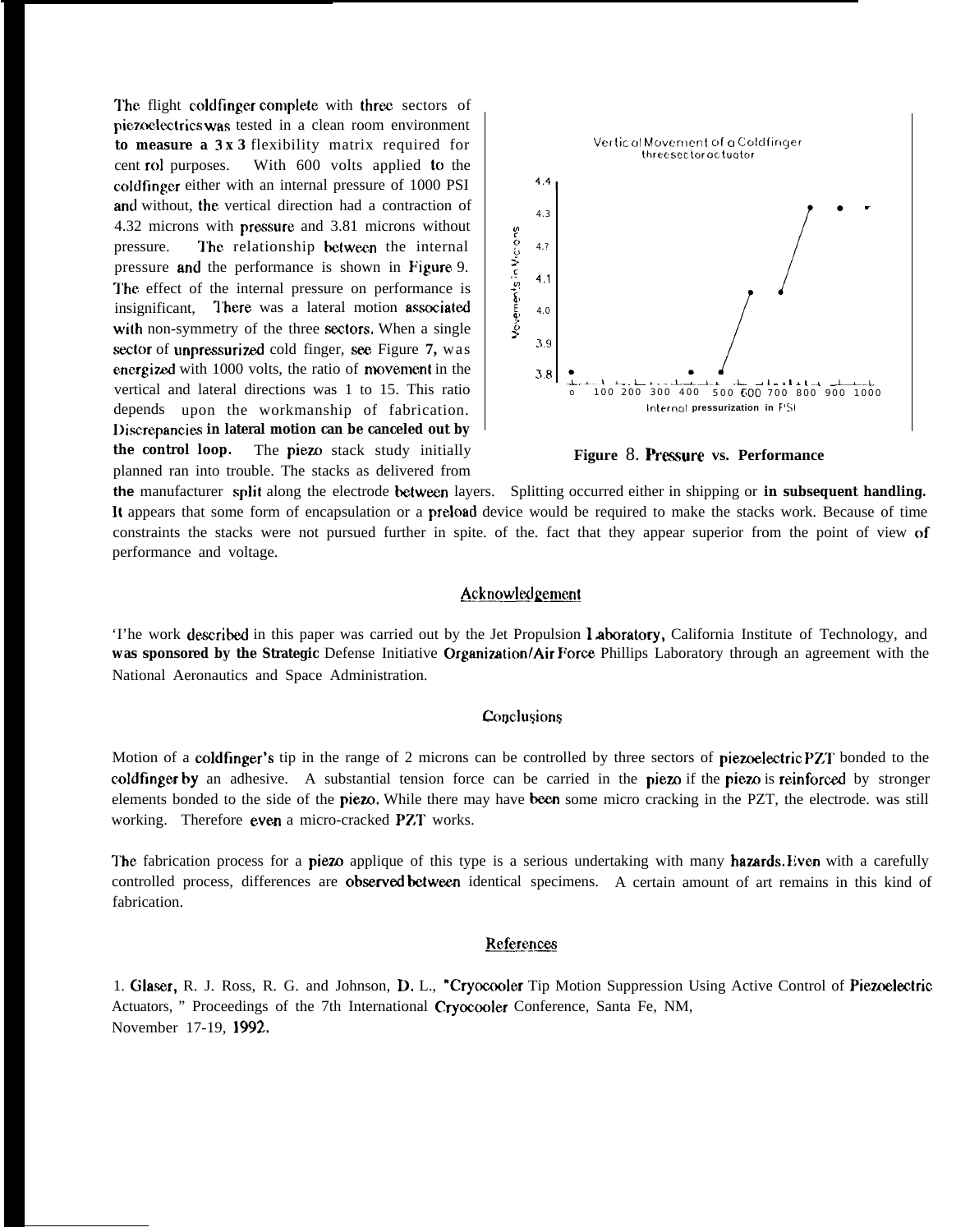The flight coldfinger complete with three sectors of piezoelectrics was tested in a clean room environment to measure a 3 x 3 flexibility matrix required for control purposes. With 600 volts applied to the coldfinger either with an internal pressure of 1000 PSI and without, the vertical direction had a contraction of 4.32 microns with pressure and 3.81 microns without pressure. The relationship between the internal pressure and the performance is shown in Figure 9. The effect of the internal pressure on performance is insignificant, There was a lateral motion associated with non-symmetry of the three sectors. When a single sector of unpressurized cold finger, see Figure 7, was energized with 1000 volts, the ratio of movement in the vertical and lateral directions was 1 to 15. This ratio depends upon the workmanship of fabrication. Discrepancies in lateral motion can be canceled out by the control loop. The piezo stack study initially planned ran into trouble. The stacks as delivered from the manufacturer split along the electrode between layers. Splitting occurred either in shipping or in subsequent handling. It appears that some form of encapsulation or a preload device would be required to make the stacks work. Because of time constraints the stacks were not pursued further in spite. of the. fact that they appear superior from the point of view of performance and voltage.

Figure 8. Pressure vs. Performance

## Acknowledgement

The work described in this paper was carried out by the Jet Propulsion Laboratory, California Institute of Technology, and was sponsored by the Strategic Defense Initiative Organization/Air Force Phillips Laboratory through an agreement with the National Aeronautics and Space Administration.

## Conclusions

Motion of a coldfinger's tip in the range of 2 microns can be controlled by three sectors of piezoelectric PZT bonded to the coldfinger by an adhesive. A substantial tension force can be carried in the piezo if the piezo is reinforced by stronger elements bonded to the side of the piezo. While there may have been some micro cracking in the PZT, the electrode. was still working. Therefore even a micro-cracked PZT works.

The fabrication process for a piezo applique of this type is a serious undertaking with many hazards. Even with a carefully controlled process, differences are observed between identical specimens. A certain amount of art remains in this kind of fabrication.

## References

1. Glaser, R. J. Ross, R. G. and Johnson, D. L., "Cryocooler Tip Motion Suppression Using Active Control of Piezoelectric Actuators, " Proceedings of the 7th International Cryocooler Conference, Santa Fe, NM, November 17-19, 1992.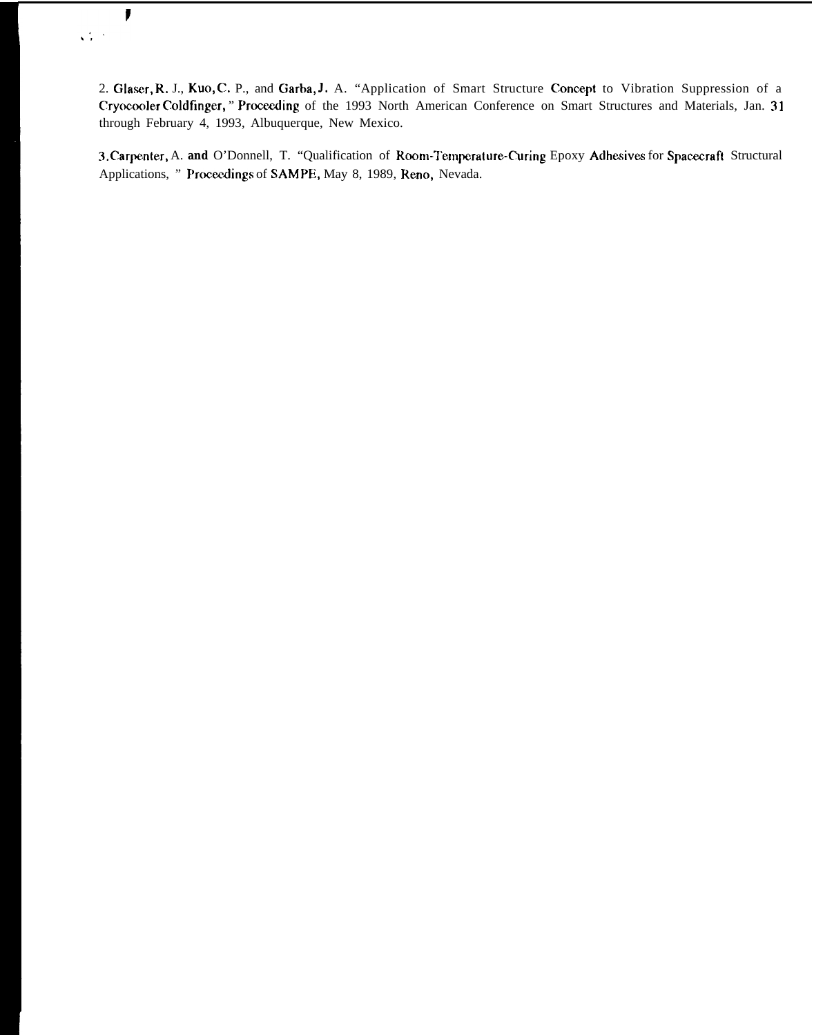2. Glaser, R. J., Kuo, C. P., and Garba, J. A. "Application of Smart Structure Concept to Vibration Suppression of a Cryocooler Coldfinger," Proceeding of the 1993 North American Conference on Smart Structures and Materials, Jan. 31 through February 4, 1993, Albuquerque, New Mexico.

3. Carpenter, A. and O'Donnell, T. "Qualification of Room-Temperature-Curing Epoxy Adhesives for Spacecraft Structural Applications," Proceedings of SAMPE, May 8, 1989, Reno, Nevada.